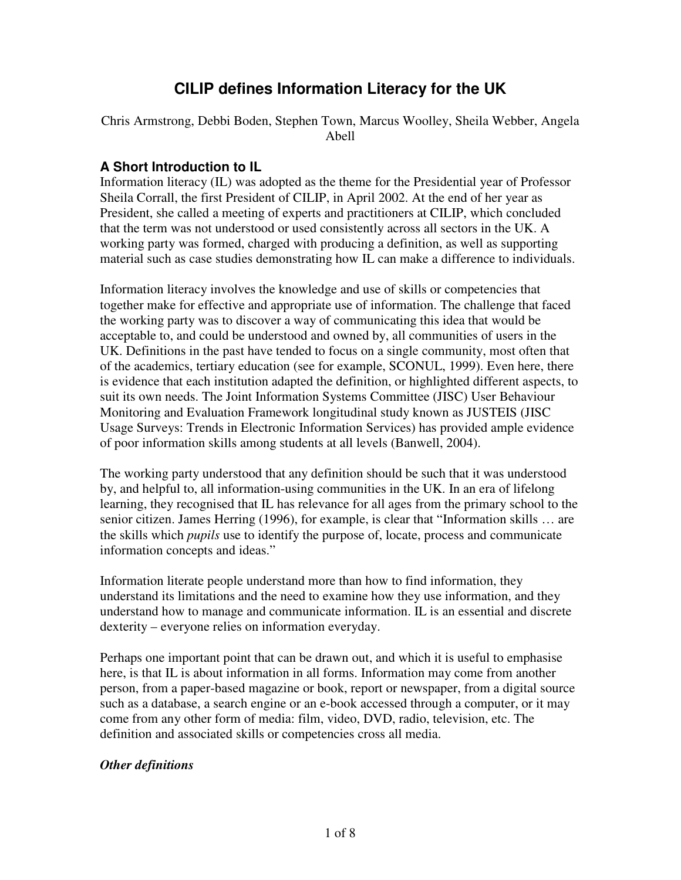# CILIP defines Information Literacy for the UK

Chris Armstrong, Debbi Boden, Stephen Town, Marcus Woolley, Sheila Webber, Angela Abell

## A Short Introduction to IL

Information literacy (IL) was adopted as the theme for the Presidential year of Professor Sheila Corrall, the first President of CILIP, in April 2002. At the end of her year as President, she called a meeting of experts and practitioners at CILIP, which concluded that the term was not understood or used consistently across all sectors in the UK. A working party was formed, charged with producing a definition, as well as supporting material such as case studies demonstrating how IL can make a difference to individuals.

Information literacy involves the knowledge and use of skills or competencies that together make for effective and appropriate use of information. The challenge that faced the working party was to discover a way of communicating this idea that would be acceptable to, and could be understood and owned by, all communities of users in the UK. Definitions in the past have tended to focus on a single community, most often that of the academics, tertiary education (see for example, SCONUL, 1999). Even here, there is evidence that each institution adapted the definition, or highlighted different aspects, to suit its own needs. The Joint Information Systems Committee (JISC) User Behaviour Monitoring and Evaluation Framework longitudinal study known as JUSTEIS (JISC Usage Surveys: Trends in Electronic Information Services) has provided ample evidence of poor information skills among students at all levels (Banwell, 2004).

The working party understood that any definition should be such that it was understood by, and helpful to, all information-using communities in the UK. In an era of lifelong learning, they recognised that IL has relevance for all ages from the primary school to the senior citizen. James Herring (1996), for example, is clear that "Information skills … are the skills which *pupils* use to identify the purpose of, locate, process and communicate information concepts and ideas."

Information literate people understand more than how to find information, they understand its limitations and the need to examine how they use information, and they understand how to manage and communicate information. IL is an essential and discrete dexterity – everyone relies on information everyday.

Perhaps one important point that can be drawn out, and which it is useful to emphasise here, is that IL is about information in all forms. Information may come from another person, from a paper-based magazine or book, report or newspaper, from a digital source such as a database, a search engine or an e-book accessed through a computer, or it may come from any other form of media: film, video, DVD, radio, television, etc. The definition and associated skills or competencies cross all media.

### *Other definitions*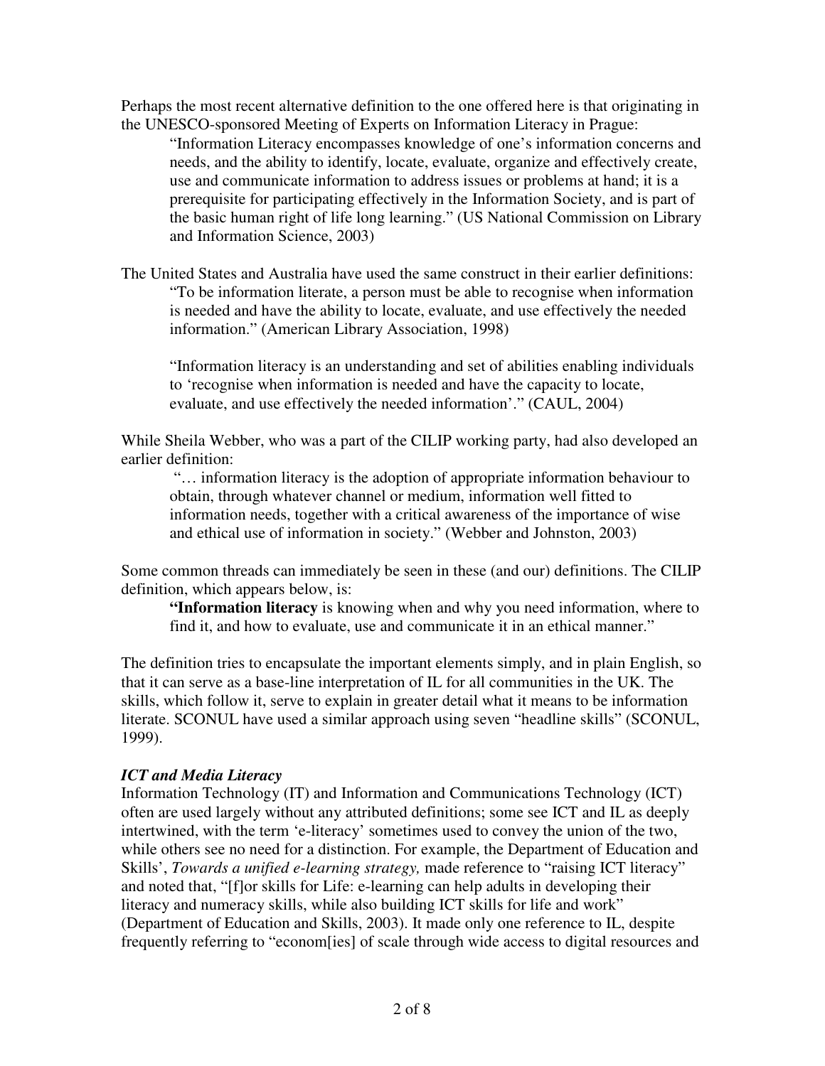Perhaps the most recent alternative definition to the one offered here is that originating in the UNESCO-sponsored Meeting of Experts on Information Literacy in Prague:

> "Information Literacy encompasses knowledge of one's information concerns and needs, and the ability to identify, locate, evaluate, organize and effectively create, use and communicate information to address issues or problems at hand; it is a prerequisite for participating effectively in the Information Society, and is part of the basic human right of life long learning." (US National Commission on Library and Information Science, 2003)

The United States and Australia have used the same construct in their earlier definitions:

> "To be information literate, a person must be able to recognise when information is needed and have the ability to locate, evaluate, and use effectively the needed information." (American Library Association, 1998)
>
> "Information literacy is an understanding and set of abilities enabling individuals to 'recognise when information is needed and have the capacity to locate, evaluate, and use effectively the needed information'." (CAUL, 2004)

While Sheila Webber, who was a part of the CILIP working party, had also developed an earlier definition:

> "… information literacy is the adoption of appropriate information behaviour to obtain, through whatever channel or medium, information well fitted to information needs, together with a critical awareness of the importance of wise and ethical use of information in society." (Webber and Johnston, 2003)

Some common threads can immediately be seen in these (and our) definitions. The CILIP definition, which appears below, is:

> **"Information literacy** is knowing when and why you need information, where to find it, and how to evaluate, use and communicate it in an ethical manner."

The definition tries to encapsulate the important elements simply, and in plain English, so that it can serve as a base-line interpretation of IL for all communities in the UK. The skills, which follow it, serve to explain in greater detail what it means to be information literate. SCONUL have used a similar approach using seven "headline skills" (SCONUL, 1999).

### *ICT and Media Literacy*

Information Technology (IT) and Information and Communications Technology (ICT) often are used largely without any attributed definitions; some see ICT and IL as deeply intertwined, with the term 'e-literacy' sometimes used to convey the union of the two, while others see no need for a distinction. For example, the Department of Education and Skills', *Towards a unified e-learning strategy,* made reference to "raising ICT literacy" and noted that, "[f]or skills for Life: e-learning can help adults in developing their literacy and numeracy skills, while also building ICT skills for life and work" (Department of Education and Skills, 2003). It made only one reference to IL, despite frequently referring to "econom[ies] of scale through wide access to digital resources and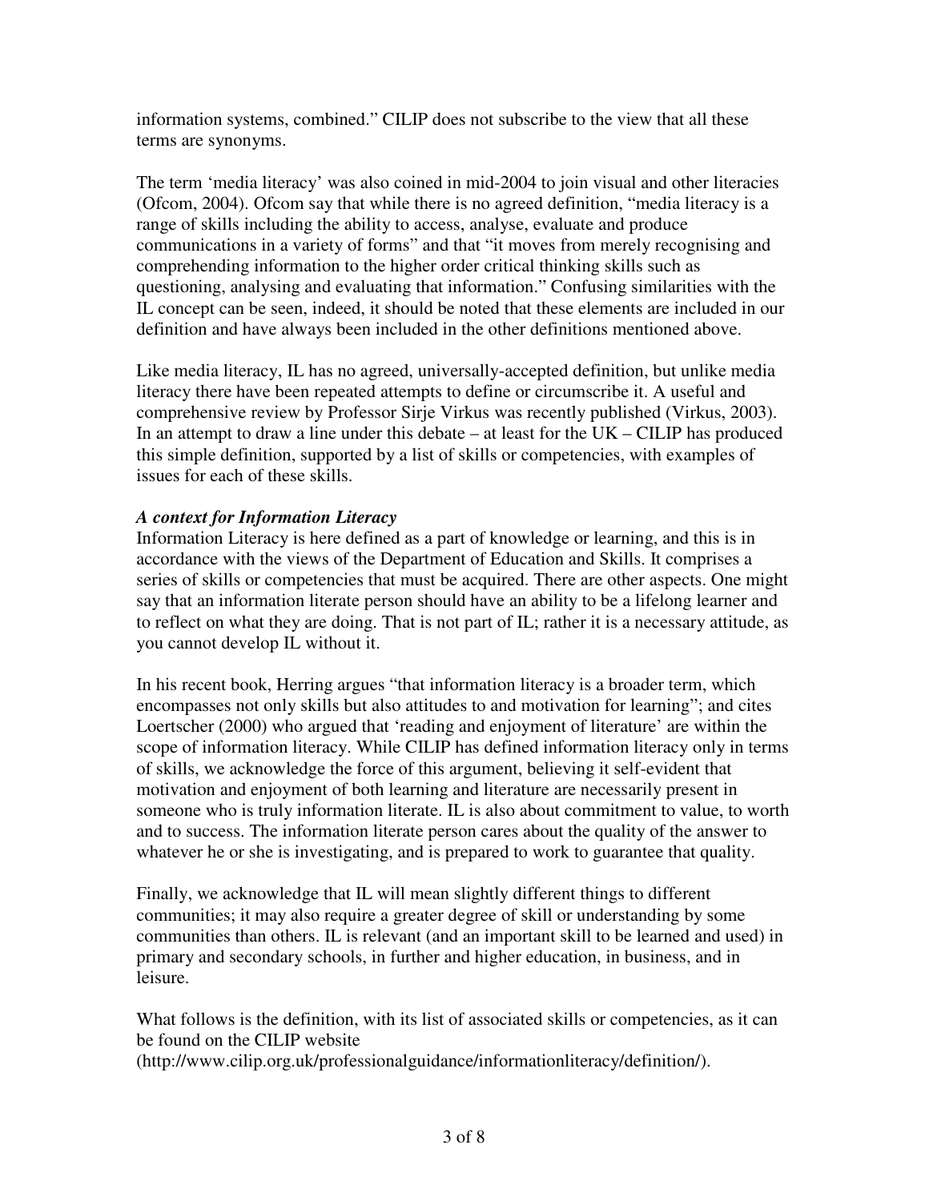information systems, combined." CILIP does not subscribe to the view that all these terms are synonyms.

The term 'media literacy' was also coined in mid-2004 to join visual and other literacies (Ofcom, 2004). Ofcom say that while there is no agreed definition, "media literacy is a range of skills including the ability to access, analyse, evaluate and produce communications in a variety of forms" and that "it moves from merely recognising and comprehending information to the higher order critical thinking skills such as questioning, analysing and evaluating that information." Confusing similarities with the IL concept can be seen, indeed, it should be noted that these elements are included in our definition and have always been included in the other definitions mentioned above.

Like media literacy, IL has no agreed, universally-accepted definition, but unlike media literacy there have been repeated attempts to define or circumscribe it. A useful and comprehensive review by Professor Sirje Virkus was recently published (Virkus, 2003). In an attempt to draw a line under this debate – at least for the UK – CILIP has produced this simple definition, supported by a list of skills or competencies, with examples of issues for each of these skills.

***A context for Information Literacy***

Information Literacy is here defined as a part of knowledge or learning, and this is in accordance with the views of the Department of Education and Skills. It comprises a series of skills or competencies that must be acquired. There are other aspects. One might say that an information literate person should have an ability to be a lifelong learner and to reflect on what they are doing. That is not part of IL; rather it is a necessary attitude, as you cannot develop IL without it.

In his recent book, Herring argues "that information literacy is a broader term, which encompasses not only skills but also attitudes to and motivation for learning"; and cites Loertscher (2000) who argued that 'reading and enjoyment of literature' are within the scope of information literacy. While CILIP has defined information literacy only in terms of skills, we acknowledge the force of this argument, believing it self-evident that motivation and enjoyment of both learning and literature are necessarily present in someone who is truly information literate. IL is also about commitment to value, to worth and to success. The information literate person cares about the quality of the answer to whatever he or she is investigating, and is prepared to work to guarantee that quality.

Finally, we acknowledge that IL will mean slightly different things to different communities; it may also require a greater degree of skill or understanding by some communities than others. IL is relevant (and an important skill to be learned and used) in primary and secondary schools, in further and higher education, in business, and in leisure.

What follows is the definition, with its list of associated skills or competencies, as it can be found on the CILIP website (http://www.cilip.org.uk/professionalguidance/informationliteracy/definition/).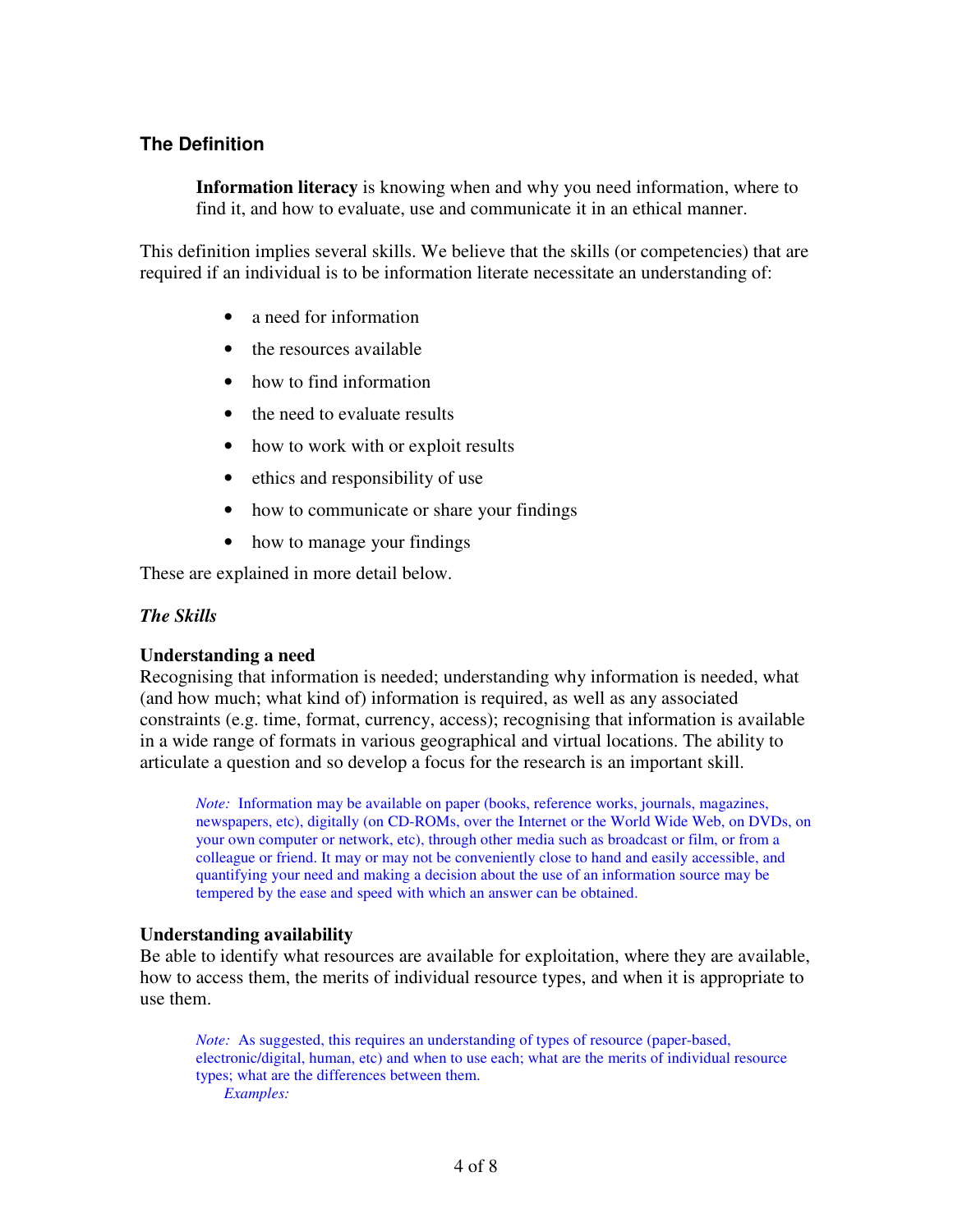## The Definition

> **Information literacy** is knowing when and why you need information, where to find it, and how to evaluate, use and communicate it in an ethical manner.

This definition implies several skills. We believe that the skills (or competencies) that are required if an individual is to be information literate necessitate an understanding of:

- a need for information
- the resources available
- how to find information
- the need to evaluate results
- how to work with or exploit results
- ethics and responsibility of use
- how to communicate or share your findings
- how to manage your findings

These are explained in more detail below.

### *The Skills*

**Understanding a need**
Recognising that information is needed; understanding why information is needed, what (and how much; what kind of) information is required, as well as any associated constraints (e.g. time, format, currency, access); recognising that information is available in a wide range of formats in various geographical and virtual locations. The ability to articulate a question and so develop a focus for the research is an important skill.

> *Note:* Information may be available on paper (books, reference works, journals, magazines, newspapers, etc), digitally (on CD-ROMs, over the Internet or the World Wide Web, on DVDs, on your own computer or network, etc), through other media such as broadcast or film, or from a colleague or friend. It may or may not be conveniently close to hand and easily accessible, and quantifying your need and making a decision about the use of an information source may be tempered by the ease and speed with which an answer can be obtained.

**Understanding availability**
Be able to identify what resources are available for exploitation, where they are available, how to access them, the merits of individual resource types, and when it is appropriate to use them.

> *Note:* As suggested, this requires an understanding of types of resource (paper-based, electronic/digital, human, etc) and when to use each; what are the merits of individual resource types; what are the differences between them.
>
> *Examples:*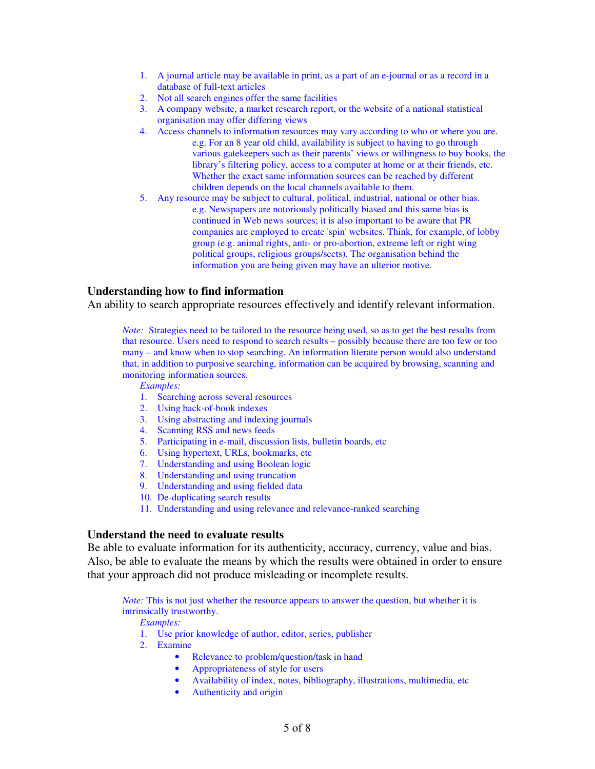1. A journal article may be available in print, as a part of an e-journal or as a record in a database of full-text articles
2. Not all search engines offer the same facilities
3. A company website, a market research report, or the website of a national statistical organisation may offer differing views
4. Access channels to information resources may vary according to who or where you are.

   e.g. For an 8 year old child, availability is subject to having to go through various gatekeepers such as their parents' views or willingness to buy books, the library's filtering policy, access to a computer at home or at their friends, etc. Whether the exact same information sources can be reached by different children depends on the local channels available to them.
5. Any resource may be subject to cultural, political, industrial, national or other bias.

   e.g. Newspapers are notoriously politically biased and this same bias is continued in Web news sources; it is also important to be aware that PR companies are employed to create 'spin' websites. Think, for example, of lobby group (e.g. animal rights, anti- or pro-abortion, extreme left or right wing political groups, religious groups/sects). The organisation behind the information you are being given may have an ulterior motive.

### Understanding how to find information

An ability to search appropriate resources effectively and identify relevant information.

> *Note:* Strategies need to be tailored to the resource being used, so as to get the best results from that resource. Users need to respond to search results – possibly because there are too few or too many – and know when to stop searching. An information literate person would also understand that, in addition to purposive searching, information can be acquired by browsing, scanning and monitoring information sources.
>
> *Examples:*
>
> 1. Searching across several resources
> 2. Using back-of-book indexes
> 3. Using abstracting and indexing journals
> 4. Scanning RSS and news feeds
> 5. Participating in e-mail, discussion lists, bulletin boards, etc
> 6. Using hypertext, URLs, bookmarks, etc
> 7. Understanding and using Boolean logic
> 8. Understanding and using truncation
> 9. Understanding and using fielded data
> 10. De-duplicating search results
> 11. Understanding and using relevance and relevance-ranked searching

### Understand the need to evaluate results

Be able to evaluate information for its authenticity, accuracy, currency, value and bias. Also, be able to evaluate the means by which the results were obtained in order to ensure that your approach did not produce misleading or incomplete results.

> *Note:* This is not just whether the resource appears to answer the question, but whether it is intrinsically trustworthy.
>
> *Examples:*
>
> 1. Use prior knowledge of author, editor, series, publisher
> 2. Examine
>    - Relevance to problem/question/task in hand
>    - Appropriateness of style for users
>    - Availability of index, notes, bibliography, illustrations, multimedia, etc
>    - Authenticity and origin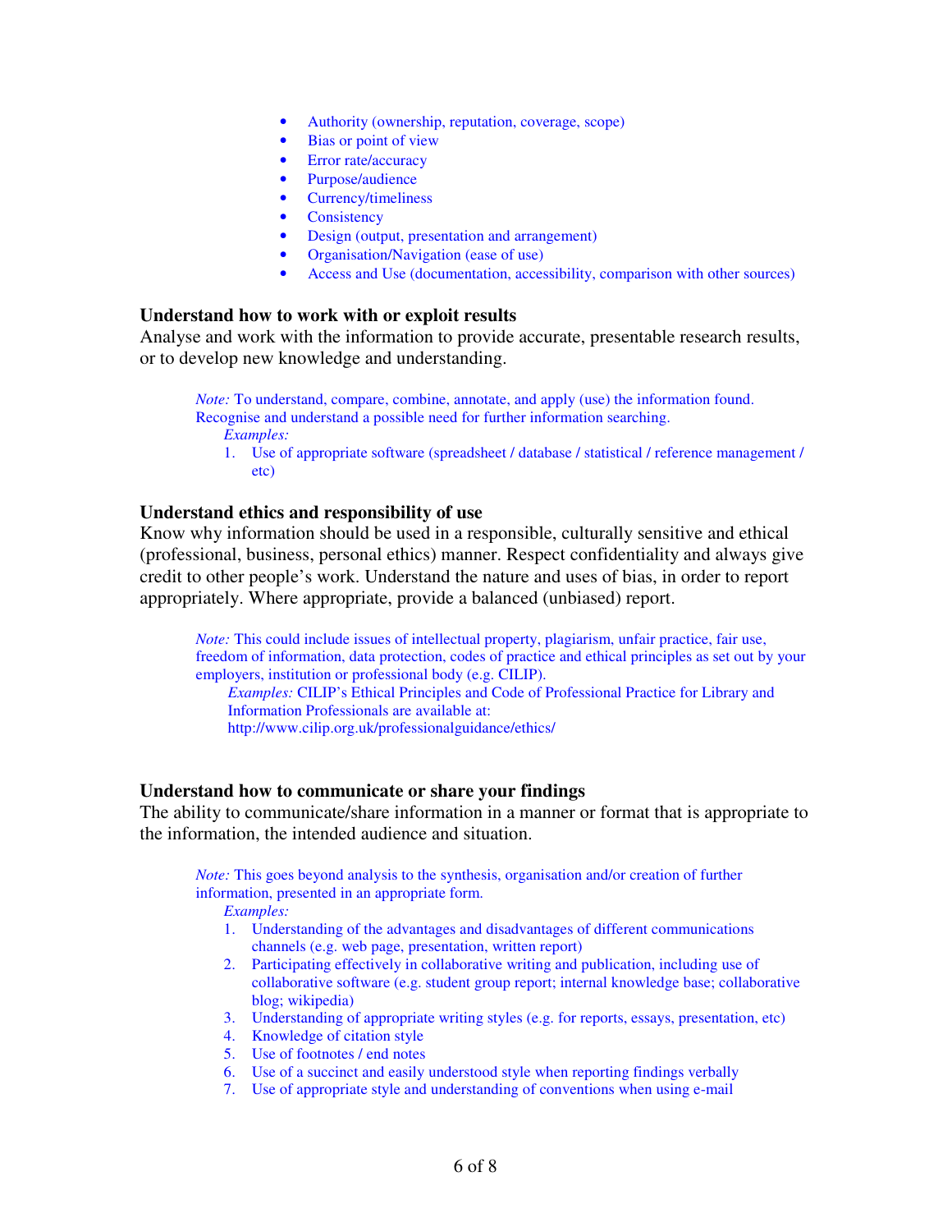- Authority (ownership, reputation, coverage, scope)
- Bias or point of view
- Error rate/accuracy
- Purpose/audience
- Currency/timeliness
- Consistency
- Design (output, presentation and arrangement)
- Organisation/Navigation (ease of use)
- Access and Use (documentation, accessibility, comparison with other sources)

### Understand how to work with or exploit results

Analyse and work with the information to provide accurate, presentable research results, or to develop new knowledge and understanding.

> *Note:* To understand, compare, combine, annotate, and apply (use) the information found. Recognise and understand a possible need for further information searching.
>
> *Examples:*
>
> 1. Use of appropriate software (spreadsheet / database / statistical / reference management / etc)

### Understand ethics and responsibility of use

Know why information should be used in a responsible, culturally sensitive and ethical (professional, business, personal ethics) manner. Respect confidentiality and always give credit to other people's work. Understand the nature and uses of bias, in order to report appropriately. Where appropriate, provide a balanced (unbiased) report.

> *Note:* This could include issues of intellectual property, plagiarism, unfair practice, fair use, freedom of information, data protection, codes of practice and ethical principles as set out by your employers, institution or professional body (e.g. CILIP).
>
> *Examples:* CILIP's Ethical Principles and Code of Professional Practice for Library and Information Professionals are available at: http://www.cilip.org.uk/professionalguidance/ethics/

### Understand how to communicate or share your findings

The ability to communicate/share information in a manner or format that is appropriate to the information, the intended audience and situation.

> *Note:* This goes beyond analysis to the synthesis, organisation and/or creation of further information, presented in an appropriate form.
>
> *Examples:*
>
> 1. Understanding of the advantages and disadvantages of different communications channels (e.g. web page, presentation, written report)
> 2. Participating effectively in collaborative writing and publication, including use of collaborative software (e.g. student group report; internal knowledge base; collaborative blog; wikipedia)
> 3. Understanding of appropriate writing styles (e.g. for reports, essays, presentation, etc)
> 4. Knowledge of citation style
> 5. Use of footnotes / end notes
> 6. Use of a succinct and easily understood style when reporting findings verbally
> 7. Use of appropriate style and understanding of conventions when using e-mail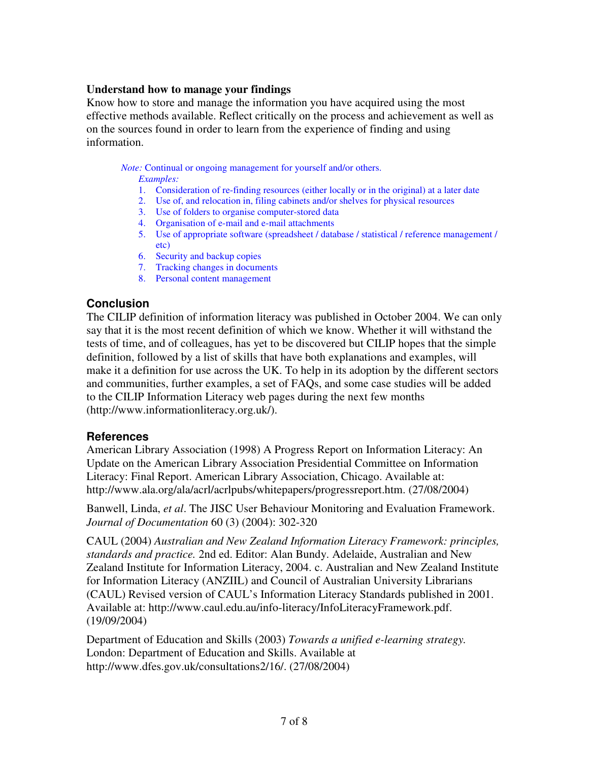**Understand how to manage your findings**

Know how to store and manage the information you have acquired using the most effective methods available. Reflect critically on the process and achievement as well as on the sources found in order to learn from the experience of finding and using information.

> *Note:* Continual or ongoing management for yourself and/or others.
>
> *Examples:*
>
> 1. Consideration of re-finding resources (either locally or in the original) at a later date
> 2. Use of, and relocation in, filing cabinets and/or shelves for physical resources
> 3. Use of folders to organise computer-stored data
> 4. Organisation of e-mail and e-mail attachments
> 5. Use of appropriate software (spreadsheet / database / statistical / reference management / etc)
> 6. Security and backup copies
> 7. Tracking changes in documents
> 8. Personal content management

## Conclusion

The CILIP definition of information literacy was published in October 2004. We can only say that it is the most recent definition of which we know. Whether it will withstand the tests of time, and of colleagues, has yet to be discovered but CILIP hopes that the simple definition, followed by a list of skills that have both explanations and examples, will make it a definition for use across the UK. To help in its adoption by the different sectors and communities, further examples, a set of FAQs, and some case studies will be added to the CILIP Information Literacy web pages during the next few months (http://www.informationliteracy.org.uk/).

## References

American Library Association (1998) A Progress Report on Information Literacy: An Update on the American Library Association Presidential Committee on Information Literacy: Final Report. American Library Association, Chicago. Available at: http://www.ala.org/ala/acrl/acrlpubs/whitepapers/progressreport.htm. (27/08/2004)

Banwell, Linda, *et al*. The JISC User Behaviour Monitoring and Evaluation Framework. *Journal of Documentation* 60 (3) (2004): 302-320

CAUL (2004) *Australian and New Zealand Information Literacy Framework: principles, standards and practice.* 2nd ed. Editor: Alan Bundy. Adelaide, Australian and New Zealand Institute for Information Literacy, 2004. c. Australian and New Zealand Institute for Information Literacy (ANZIIL) and Council of Australian University Librarians (CAUL) Revised version of CAUL's Information Literacy Standards published in 2001. Available at: http://www.caul.edu.au/info-literacy/InfoLiteracyFramework.pdf. (19/09/2004)

Department of Education and Skills (2003) *Towards a unified e-learning strategy.* London: Department of Education and Skills. Available at http://www.dfes.gov.uk/consultations2/16/. (27/08/2004)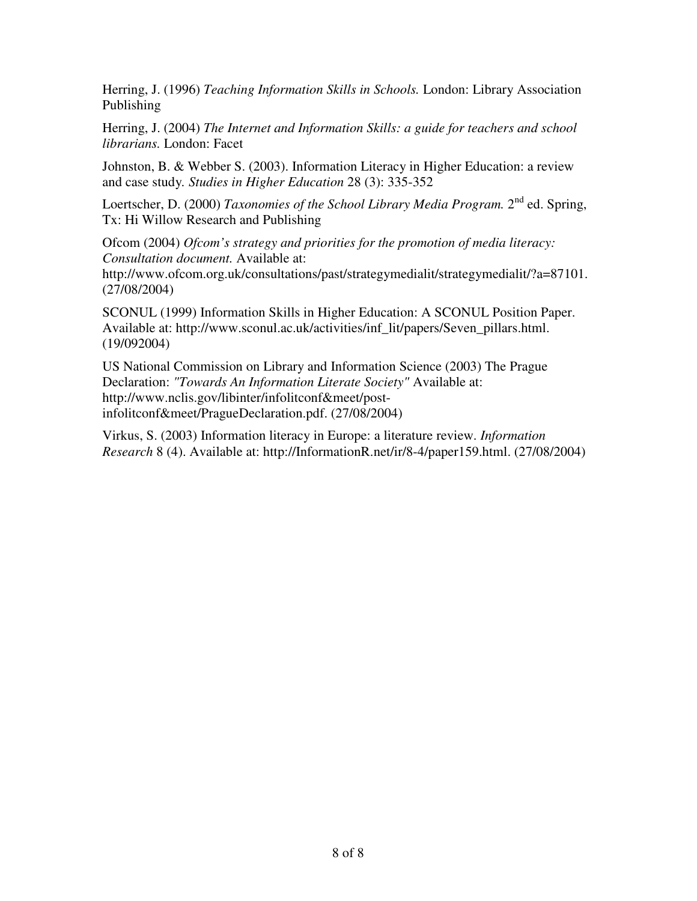Herring, J. (1996) *Teaching Information Skills in Schools.* London: Library Association Publishing

Herring, J. (2004) *The Internet and Information Skills: a guide for teachers and school librarians.* London: Facet

Johnston, B. & Webber S. (2003). Information Literacy in Higher Education: a review and case study. *Studies in Higher Education* 28 (3): 335-352

Loertscher, D. (2000) *Taxonomies of the School Library Media Program.* 2nd ed. Spring, Tx: Hi Willow Research and Publishing

Ofcom (2004) *Ofcom's strategy and priorities for the promotion of media literacy: Consultation document.* Available at: http://www.ofcom.org.uk/consultations/past/strategymedialit/strategymedialit/?a=87101. (27/08/2004)

SCONUL (1999) Information Skills in Higher Education: A SCONUL Position Paper. Available at: http://www.sconul.ac.uk/activities/inf_lit/papers/Seven_pillars.html. (19/092004)

US National Commission on Library and Information Science (2003) The Prague Declaration: *"Towards An Information Literate Society"* Available at: http://www.nclis.gov/libinter/infolitconf&meet/post-infolitconf&meet/PragueDeclaration.pdf. (27/08/2004)

Virkus, S. (2003) Information literacy in Europe: a literature review. *Information Research* 8 (4). Available at: http://InformationR.net/ir/8-4/paper159.html. (27/08/2004)